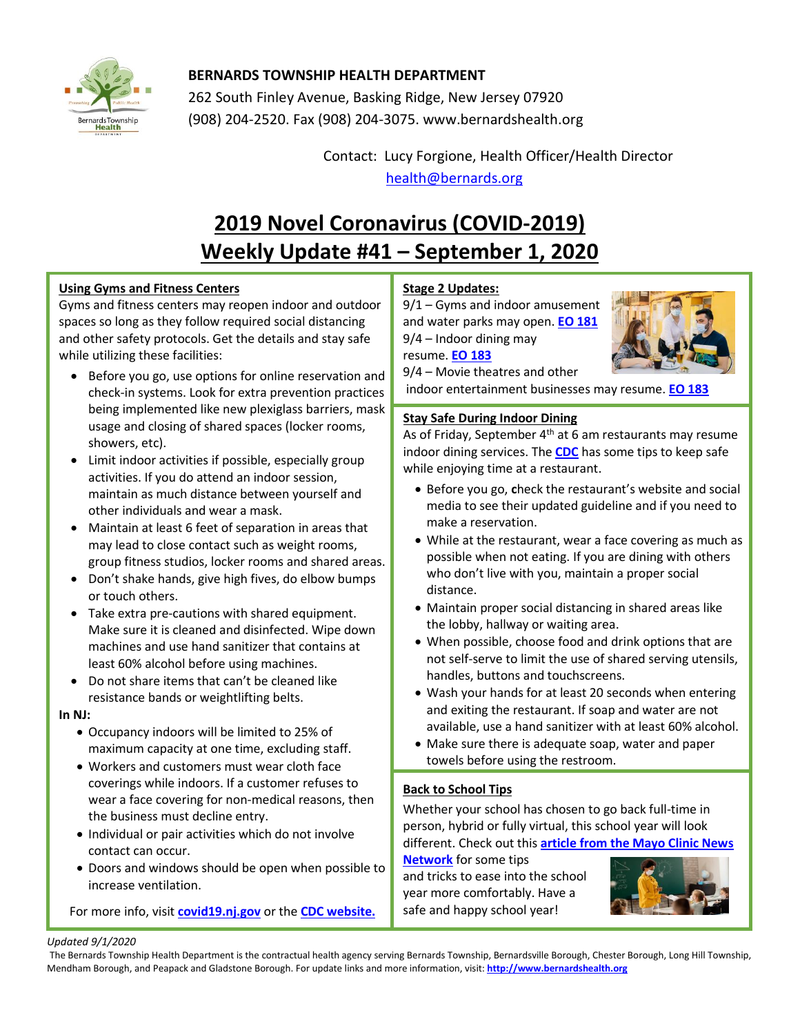**BERNARDS TOWNSHIP HEALTH DEPARTMENT**
262 South Finley Avenue, Basking Ridge, New Jersey 07920
(908) 204-2520. Fax (908) 204-3075. www.bernardshealth.org

Contact: Lucy Forgione, Health Officer/Health Director
health@bernards.org

# 2019 Novel Coronavirus (COVID-2019)
# Weekly Update #41 – September 1, 2020

## Using Gyms and Fitness Centers

Gyms and fitness centers may reopen indoor and outdoor spaces so long as they follow required social distancing and other safety protocols. Get the details and stay safe while utilizing these facilities:

- Before you go, use options for online reservation and check-in systems. Look for extra prevention practices being implemented like new plexiglass barriers, mask usage and closing of shared spaces (locker rooms, showers, etc).
- Limit indoor activities if possible, especially group activities. If you do attend an indoor session, maintain as much distance between yourself and other individuals and wear a mask.
- Maintain at least 6 feet of separation in areas that may lead to close contact such as weight rooms, group fitness studios, locker rooms and shared areas.
- Don't shake hands, give high fives, do elbow bumps or touch others.
- Take extra pre-cautions with shared equipment. Make sure it is cleaned and disinfected. Wipe down machines and use hand sanitizer that contains at least 60% alcohol before using machines.
- Do not share items that can't be cleaned like resistance bands or weightlifting belts.

**In NJ:**

- Occupancy indoors will be limited to 25% of maximum capacity at one time, excluding staff.
- Workers and customers must wear cloth face coverings while indoors. If a customer refuses to wear a face covering for non-medical reasons, then the business must decline entry.
- Individual or pair activities which do not involve contact can occur.
- Doors and windows should be open when possible to increase ventilation.

For more info, visit **covid19.nj.gov** or the **CDC website.**

## Stage 2 Updates:

9/1 – Gyms and indoor amusement and water parks may open. **EO 181**
9/4 – Indoor dining may resume. **EO 183**
9/4 – Movie theatres and other indoor entertainment businesses may resume. **EO 183**

## Stay Safe During Indoor Dining

As of Friday, September 4th at 6 am restaurants may resume indoor dining services. The **CDC** has some tips to keep safe while enjoying time at a restaurant.

- Before you go, check the restaurant's website and social media to see their updated guideline and if you need to make a reservation.
- While at the restaurant, wear a face covering as much as possible when not eating. If you are dining with others who don't live with you, maintain a proper social distance.
- Maintain proper social distancing in shared areas like the lobby, hallway or waiting area.
- When possible, choose food and drink options that are not self-serve to limit the use of shared serving utensils, handles, buttons and touchscreens.
- Wash your hands for at least 20 seconds when entering and exiting the restaurant. If soap and water are not available, use a hand sanitizer with at least 60% alcohol.
- Make sure there is adequate soap, water and paper towels before using the restroom.

## Back to School Tips

Whether your school has chosen to go back full-time in person, hybrid or fully virtual, this school year will look different. Check out this **article from the Mayo Clinic News Network** for some tips and tricks to ease into the school year more comfortably. Have a safe and happy school year!

*Updated 9/1/2020*

The Bernards Township Health Department is the contractual health agency serving Bernards Township, Bernardsville Borough, Chester Borough, Long Hill Township, Mendham Borough, and Peapack and Gladstone Borough. For update links and more information, visit: **http://www.bernardshealth.org**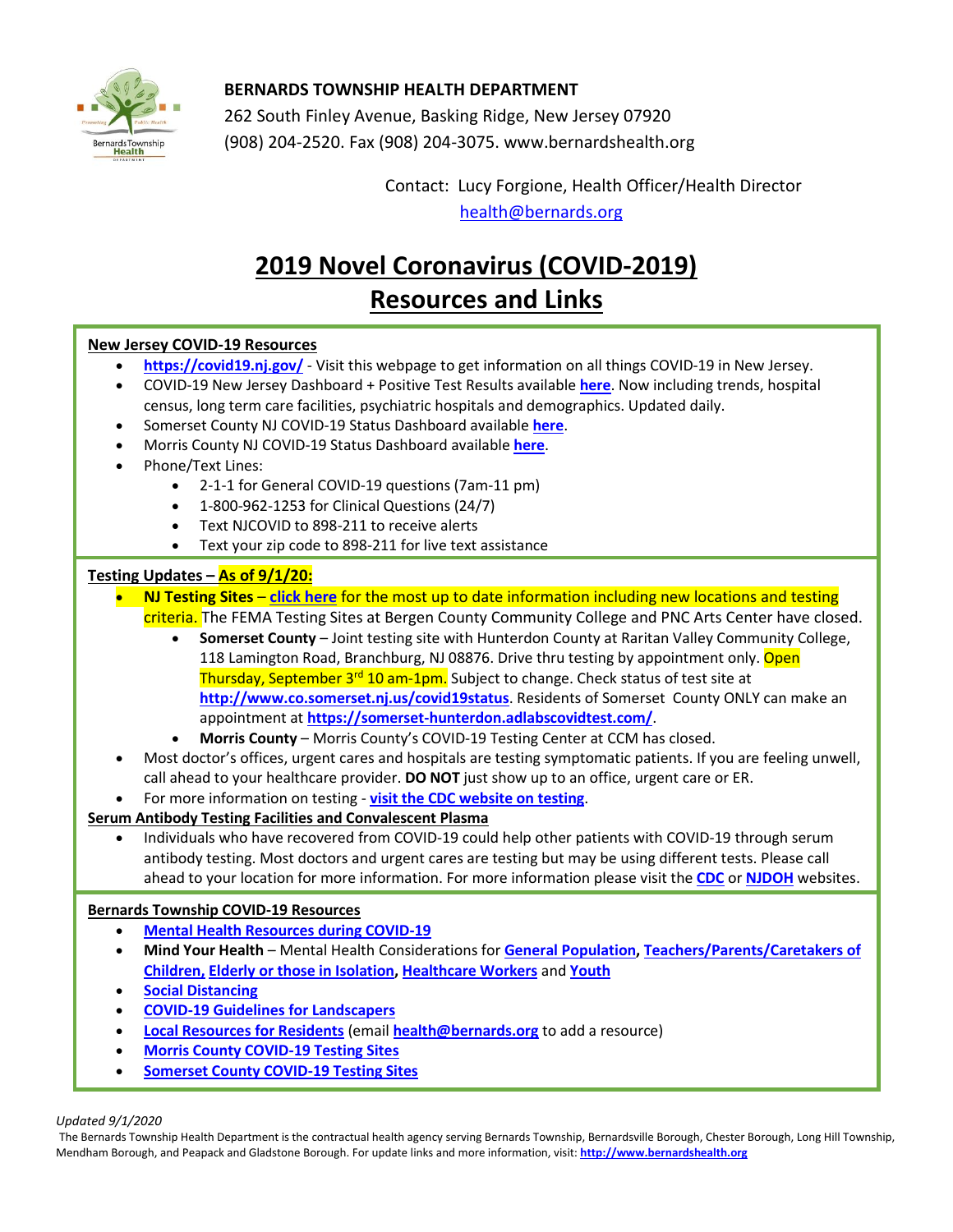**BERNARDS TOWNSHIP HEALTH DEPARTMENT**

262 South Finley Avenue, Basking Ridge, New Jersey 07920

(908) 204-2520. Fax (908) 204-3075. www.bernardshealth.org

Contact: Lucy Forgione, Health Officer/Health Director

health@bernards.org

# 2019 Novel Coronavirus (COVID-2019) Resources and Links

**New Jersey COVID-19 Resources**

- **https://covid19.nj.gov/** - Visit this webpage to get information on all things COVID-19 in New Jersey.
- COVID-19 New Jersey Dashboard + Positive Test Results available **here**. Now including trends, hospital census, long term care facilities, psychiatric hospitals and demographics. Updated daily.
- Somerset County NJ COVID-19 Status Dashboard available **here**.
- Morris County NJ COVID-19 Status Dashboard available **here**.
- Phone/Text Lines:
  - 2-1-1 for General COVID-19 questions (7am-11 pm)
  - 1-800-962-1253 for Clinical Questions (24/7)
  - Text NJCOVID to 898-211 to receive alerts
  - Text your zip code to 898-211 for live text assistance

**Testing Updates – As of 9/1/20:**

- **NJ Testing Sites** – **click here** for the most up to date information including new locations and testing criteria. The FEMA Testing Sites at Bergen County Community College and PNC Arts Center have closed.
  - **Somerset County** – Joint testing site with Hunterdon County at Raritan Valley Community College, 118 Lamington Road, Branchburg, NJ 08876. Drive thru testing by appointment only. Open Thursday, September 3rd 10 am-1pm. Subject to change. Check status of test site at **http://www.co.somerset.nj.us/covid19status**. Residents of Somerset County ONLY can make an appointment at **https://somerset-hunterdon.adlabscovidtest.com/**.
  - **Morris County** – Morris County's COVID-19 Testing Center at CCM has closed.
- Most doctor's offices, urgent cares and hospitals are testing symptomatic patients. If you are feeling unwell, call ahead to your healthcare provider. **DO NOT** just show up to an office, urgent care or ER.
- For more information on testing - **visit the CDC website on testing**.

**Serum Antibody Testing Facilities and Convalescent Plasma**

- Individuals who have recovered from COVID-19 could help other patients with COVID-19 through serum antibody testing. Most doctors and urgent cares are testing but may be using different tests. Please call ahead to your location for more information. For more information please visit the **CDC** or **NJDOH** websites.

**Bernards Township COVID-19 Resources**

- **Mental Health Resources during COVID-19**
- **Mind Your Health** – Mental Health Considerations for **General Population**, **Teachers/Parents/Caretakers of Children**, **Elderly or those in Isolation**, **Healthcare Workers** and **Youth**
- **Social Distancing**
- **COVID-19 Guidelines for Landscapers**
- **Local Resources for Residents** (email **health@bernards.org** to add a resource)
- **Morris County COVID-19 Testing Sites**
- **Somerset County COVID-19 Testing Sites**

*Updated 9/1/2020*

The Bernards Township Health Department is the contractual health agency serving Bernards Township, Bernardsville Borough, Chester Borough, Long Hill Township, Mendham Borough, and Peapack and Gladstone Borough. For update links and more information, visit: **http://www.bernardshealth.org**